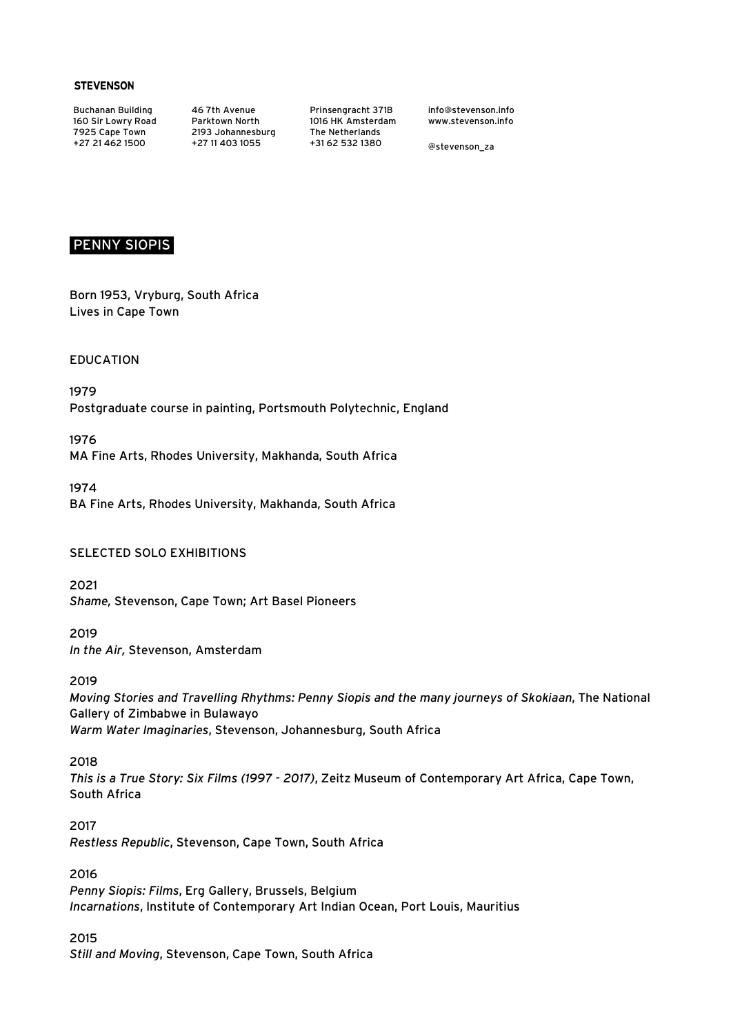**STEVENSON**

Buchanan Building
160 Sir Lowry Road
7925 Cape Town
+27 21 462 1500

46 7th Avenue
Parktown North
2193 Johannesburg
+27 11 403 1055

Prinsengracht 371B
1016 HK Amsterdam
The Netherlands
+31 62 532 1380

info@stevenson.info
www.stevenson.info

@stevenson_za

# PENNY SIOPIS

Born 1953, Vryburg, South Africa
Lives in Cape Town

## EDUCATION

1979
Postgraduate course in painting, Portsmouth Polytechnic, England

1976
MA Fine Arts, Rhodes University, Makhanda, South Africa

1974
BA Fine Arts, Rhodes University, Makhanda, South Africa

## SELECTED SOLO EXHIBITIONS

2021
*Shame,* Stevenson, Cape Town; Art Basel Pioneers

2019
*In the Air,* Stevenson, Amsterdam

2019
*Moving Stories and Travelling Rhythms: Penny Siopis and the many journeys of Skokiaan*, The National Gallery of Zimbabwe in Bulawayo
*Warm Water Imaginaries*, Stevenson, Johannesburg, South Africa

2018
*This is a True Story: Six Films (1997 - 2017)*, Zeitz Museum of Contemporary Art Africa, Cape Town, South Africa

2017
*Restless Republic*, Stevenson, Cape Town, South Africa

2016
*Penny Siopis: Films*, Erg Gallery, Brussels, Belgium
*Incarnations*, Institute of Contemporary Art Indian Ocean, Port Louis, Mauritius

2015
*Still and Moving*, Stevenson, Cape Town, South Africa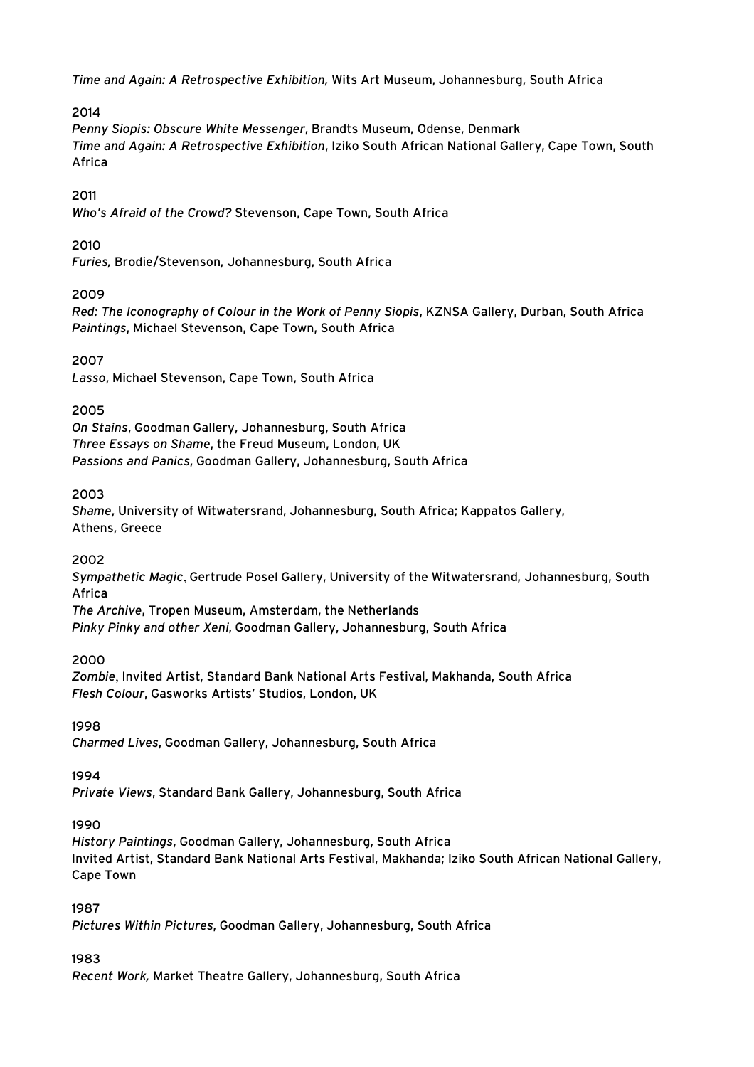*Time and Again: A Retrospective Exhibition,* Wits Art Museum, Johannesburg, South Africa

2014

*Penny Siopis: Obscure White Messenger*, Brandts Museum, Odense, Denmark
*Time and Again: A Retrospective Exhibition*, Iziko South African National Gallery, Cape Town, South Africa

2011

*Who's Afraid of the Crowd?* Stevenson, Cape Town, South Africa

2010

*Furies,* Brodie/Stevenson, Johannesburg, South Africa

2009

*Red: The Iconography of Colour in the Work of Penny Siopis*, KZNSA Gallery, Durban, South Africa
*Paintings*, Michael Stevenson, Cape Town, South Africa

2007

*Lasso*, Michael Stevenson, Cape Town, South Africa

2005

*On Stains*, Goodman Gallery, Johannesburg, South Africa
*Three Essays on Shame*, the Freud Museum, London, UK
*Passions and Panics*, Goodman Gallery, Johannesburg, South Africa

2003

*Shame*, University of Witwatersrand, Johannesburg, South Africa; Kappatos Gallery, Athens, Greece

2002

*Sympathetic Magic*, Gertrude Posel Gallery, University of the Witwatersrand, Johannesburg, South Africa
*The Archive*, Tropen Museum, Amsterdam, the Netherlands
*Pinky Pinky and other Xeni*, Goodman Gallery, Johannesburg, South Africa

2000

*Zombie*, Invited Artist, Standard Bank National Arts Festival, Makhanda, South Africa
*Flesh Colour*, Gasworks Artists' Studios, London, UK

1998

*Charmed Lives*, Goodman Gallery, Johannesburg, South Africa

1994

*Private Views*, Standard Bank Gallery, Johannesburg, South Africa

1990

*History Paintings*, Goodman Gallery, Johannesburg, South Africa
Invited Artist, Standard Bank National Arts Festival, Makhanda; Iziko South African National Gallery, Cape Town

1987

*Pictures Within Pictures*, Goodman Gallery, Johannesburg, South Africa

1983

*Recent Work,* Market Theatre Gallery, Johannesburg, South Africa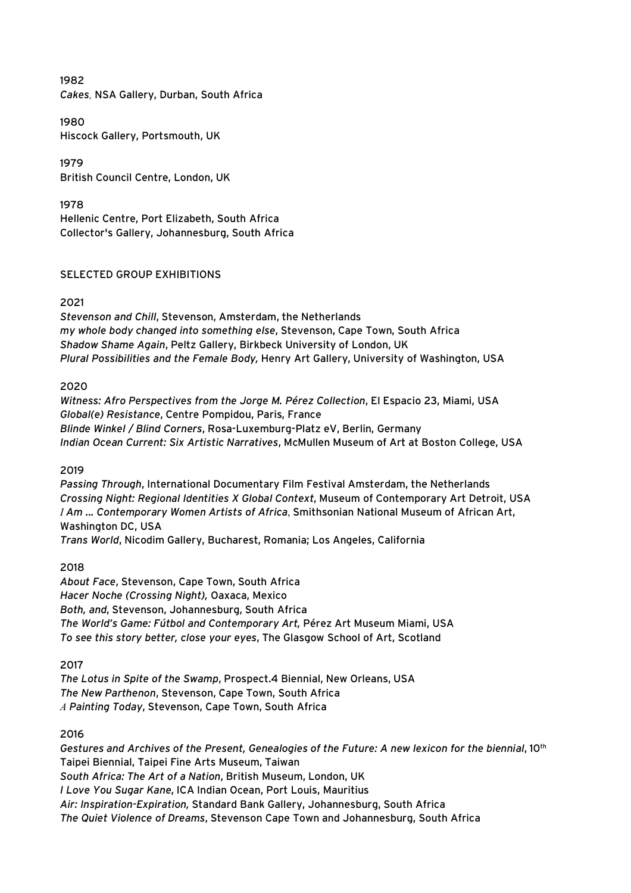1982
*Cakes*, NSA Gallery, Durban, South Africa

1980
Hiscock Gallery, Portsmouth, UK

1979
British Council Centre, London, UK

1978
Hellenic Centre, Port Elizabeth, South Africa
Collector's Gallery, Johannesburg, South Africa

## SELECTED GROUP EXHIBITIONS

2021
*Stevenson and Chill*, Stevenson, Amsterdam, the Netherlands
*my whole body changed into something else*, Stevenson, Cape Town, South Africa
*Shadow Shame Again*, Peltz Gallery, Birkbeck University of London, UK
*Plural Possibilities and the Female Body,* Henry Art Gallery, University of Washington, USA

2020
*Witness: Afro Perspectives from the Jorge M. Pérez Collection*, El Espacio 23, Miami, USA
*Global(e) Resistance*, Centre Pompidou, Paris, France
*Blinde Winkel / Blind Corners*, Rosa-Luxemburg-Platz eV, Berlin, Germany
*Indian Ocean Current: Six Artistic Narratives*, McMullen Museum of Art at Boston College, USA

2019
*Passing Through*, International Documentary Film Festival Amsterdam, the Netherlands
*Crossing Night: Regional Identities X Global Context*, Museum of Contemporary Art Detroit, USA
*I Am … Contemporary Women Artists of Africa*, Smithsonian National Museum of African Art, Washington DC, USA
*Trans World*, Nicodim Gallery, Bucharest, Romania; Los Angeles, California

2018
*About Face*, Stevenson, Cape Town, South Africa
*Hacer Noche (Crossing Night),* Oaxaca, Mexico
*Both, and*, Stevenson, Johannesburg, South Africa
*The World's Game: Fútbol and Contemporary Art,* Pérez Art Museum Miami, USA
*To see this story better, close your eyes*, The Glasgow School of Art, Scotland

2017
*The Lotus in Spite of the Swamp*, Prospect.4 Biennial, New Orleans, USA
*The New Parthenon*, Stevenson, Cape Town, South Africa
*A Painting Today*, Stevenson, Cape Town, South Africa

2016
*Gestures and Archives of the Present, Genealogies of the Future: A new lexicon for the biennial*, 10th Taipei Biennial, Taipei Fine Arts Museum, Taiwan
*South Africa: The Art of a Nation*, British Museum, London, UK
*I Love You Sugar Kane*, ICA Indian Ocean, Port Louis, Mauritius
*Air: Inspiration-Expiration,* Standard Bank Gallery, Johannesburg, South Africa
*The Quiet Violence of Dreams*, Stevenson Cape Town and Johannesburg, South Africa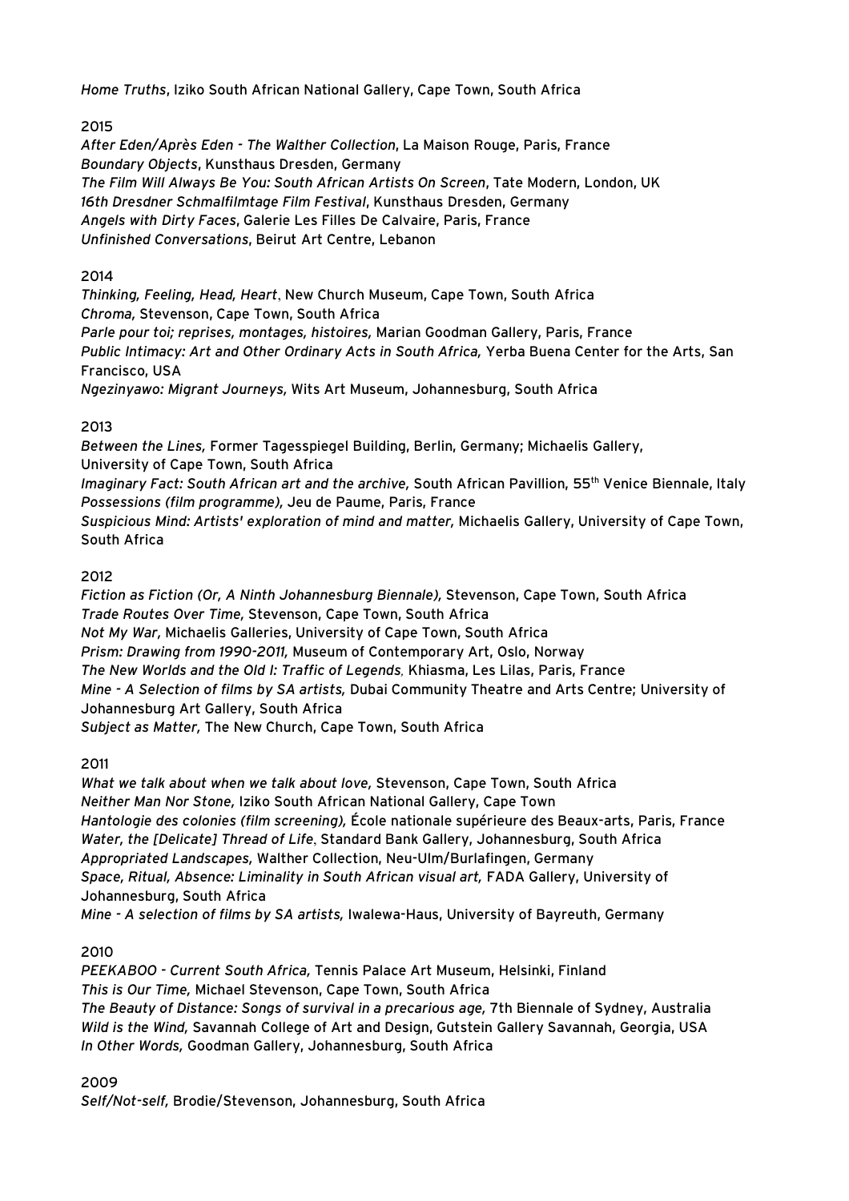*Home Truths*, Iziko South African National Gallery, Cape Town, South Africa

2015

*After Eden/Après Eden - The Walther Collection*, La Maison Rouge, Paris, France
*Boundary Objects*, Kunsthaus Dresden, Germany
*The Film Will Always Be You: South African Artists On Screen*, Tate Modern, London, UK
*16th Dresdner Schmalfilmtage Film Festival*, Kunsthaus Dresden, Germany
*Angels with Dirty Faces*, Galerie Les Filles De Calvaire, Paris, France
*Unfinished Conversations*, Beirut Art Centre, Lebanon

2014

*Thinking, Feeling, Head, Heart*, New Church Museum, Cape Town, South Africa
*Chroma,* Stevenson, Cape Town, South Africa
*Parle pour toi; reprises, montages, histoires,* Marian Goodman Gallery, Paris, France
*Public Intimacy: Art and Other Ordinary Acts in South Africa,* Yerba Buena Center for the Arts, San Francisco, USA
*Ngezinyawo: Migrant Journeys,* Wits Art Museum, Johannesburg, South Africa

2013

*Between the Lines,* Former Tagesspiegel Building, Berlin, Germany; Michaelis Gallery, University of Cape Town, South Africa
*Imaginary Fact: South African art and the archive,* South African Pavillion, 55th Venice Biennale, Italy
*Possessions (film programme),* Jeu de Paume, Paris, France
*Suspicious Mind: Artists' exploration of mind and matter,* Michaelis Gallery, University of Cape Town, South Africa

2012

*Fiction as Fiction (Or, A Ninth Johannesburg Biennale),* Stevenson, Cape Town, South Africa
*Trade Routes Over Time,* Stevenson, Cape Town, South Africa
*Not My War,* Michaelis Galleries, University of Cape Town, South Africa
*Prism: Drawing from 1990-2011,* Museum of Contemporary Art, Oslo, Norway
*The New Worlds and the Old I: Traffic of Legends,* Khiasma, Les Lilas, Paris, France
*Mine - A Selection of films by SA artists,* Dubai Community Theatre and Arts Centre; University of Johannesburg Art Gallery, South Africa
*Subject as Matter,* The New Church, Cape Town, South Africa

2011

*What we talk about when we talk about love,* Stevenson, Cape Town, South Africa
*Neither Man Nor Stone,* Iziko South African National Gallery, Cape Town
*Hantologie des colonies (film screening),* École nationale supérieure des Beaux-arts, Paris, France
*Water, the [Delicate] Thread of Life,* Standard Bank Gallery, Johannesburg, South Africa
*Appropriated Landscapes,* Walther Collection, Neu-Ulm/Burlafingen, Germany
*Space, Ritual, Absence: Liminality in South African visual art,* FADA Gallery, University of Johannesburg, South Africa
*Mine - A selection of films by SA artists,* Iwalewa-Haus, University of Bayreuth, Germany

2010

*PEEKABOO - Current South Africa,* Tennis Palace Art Museum, Helsinki, Finland
*This is Our Time,* Michael Stevenson, Cape Town, South Africa
*The Beauty of Distance: Songs of survival in a precarious age,* 7th Biennale of Sydney, Australia
*Wild is the Wind,* Savannah College of Art and Design, Gutstein Gallery Savannah, Georgia, USA
*In Other Words,* Goodman Gallery, Johannesburg, South Africa

2009

*Self/Not-self,* Brodie/Stevenson, Johannesburg, South Africa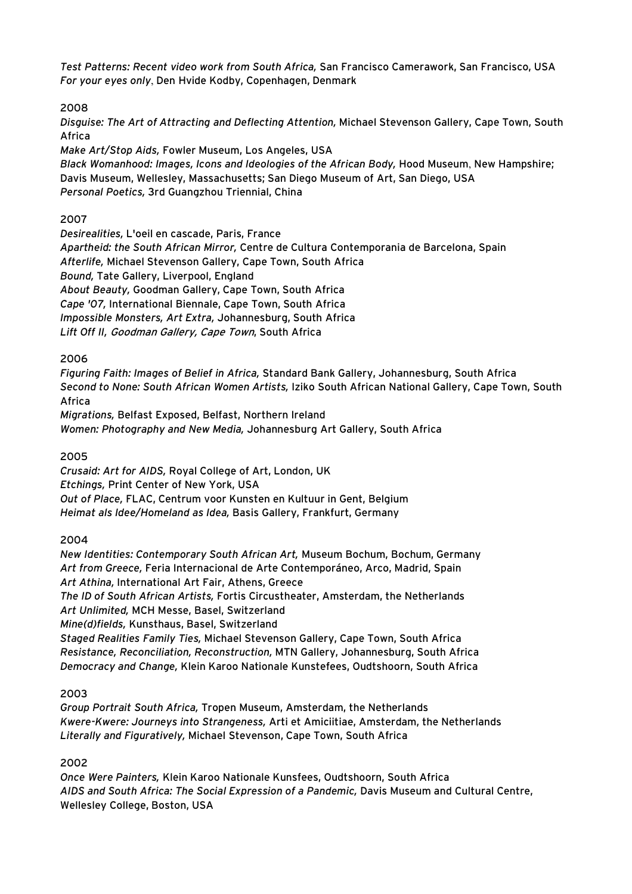*Test Patterns: Recent video work from South Africa,* San Francisco Camerawork, San Francisco, USA
*For your eyes only*, Den Hvide Kodby, Copenhagen, Denmark

2008
*Disguise: The Art of Attracting and Deflecting Attention,* Michael Stevenson Gallery, Cape Town, South Africa
*Make Art/Stop Aids,* Fowler Museum, Los Angeles, USA
*Black Womanhood: Images, Icons and Ideologies of the African Body,* Hood Museum, New Hampshire; Davis Museum, Wellesley, Massachusetts; San Diego Museum of Art, San Diego, USA
*Personal Poetics,* 3rd Guangzhou Triennial, China

2007
*Desirealities,* L'oeil en cascade, Paris, France
*Apartheid: the South African Mirror,* Centre de Cultura Contemporania de Barcelona, Spain
*Afterlife,* Michael Stevenson Gallery, Cape Town, South Africa
*Bound,* Tate Gallery, Liverpool, England
*About Beauty,* Goodman Gallery, Cape Town, South Africa
*Cape '07,* International Biennale, Cape Town, South Africa
*Impossible Monsters, Art Extra,* Johannesburg, South Africa
*Lift Off II, Goodman Gallery, Cape Town*, South Africa

2006
*Figuring Faith: Images of Belief in Africa,* Standard Bank Gallery, Johannesburg, South Africa
*Second to None: South African Women Artists,* Iziko South African National Gallery, Cape Town, South Africa
*Migrations,* Belfast Exposed, Belfast, Northern Ireland
*Women: Photography and New Media,* Johannesburg Art Gallery, South Africa

2005
*Crusaid: Art for AIDS,* Royal College of Art, London, UK
*Etchings,* Print Center of New York, USA
*Out of Place,* FLAC, Centrum voor Kunsten en Kultuur in Gent, Belgium
*Heimat als Idee/Homeland as Idea,* Basis Gallery, Frankfurt, Germany

2004
*New Identities: Contemporary South African Art,* Museum Bochum, Bochum, Germany
*Art from Greece,* Feria Internacional de Arte Contemporáneo, Arco, Madrid, Spain
*Art Athina,* International Art Fair, Athens, Greece
*The ID of South African Artists,* Fortis Circustheater, Amsterdam, the Netherlands
*Art Unlimited,* MCH Messe, Basel, Switzerland
*Mine(d)fields,* Kunsthaus, Basel, Switzerland
*Staged Realities Family Ties,* Michael Stevenson Gallery, Cape Town, South Africa
*Resistance, Reconciliation, Reconstruction,* MTN Gallery, Johannesburg, South Africa
*Democracy and Change,* Klein Karoo Nationale Kunstefees, Oudtshoorn, South Africa

2003
*Group Portrait South Africa,* Tropen Museum, Amsterdam, the Netherlands
*Kwere-Kwere: Journeys into Strangeness,* Arti et Amiciitiae, Amsterdam, the Netherlands
*Literally and Figuratively,* Michael Stevenson, Cape Town, South Africa

2002
*Once Were Painters,* Klein Karoo Nationale Kunsfees, Oudtshoorn, South Africa
*AIDS and South Africa: The Social Expression of a Pandemic,* Davis Museum and Cultural Centre, Wellesley College, Boston, USA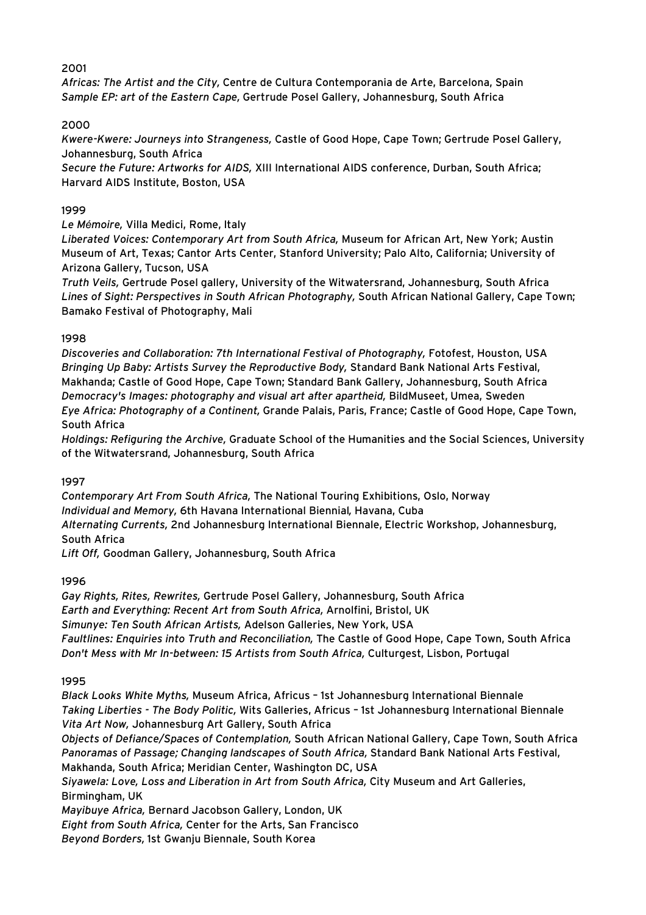2001

*Africas: The Artist and the City,* Centre de Cultura Contemporania de Arte, Barcelona, Spain
*Sample EP: art of the Eastern Cape,* Gertrude Posel Gallery, Johannesburg, South Africa

2000

*Kwere-Kwere: Journeys into Strangeness,* Castle of Good Hope, Cape Town; Gertrude Posel Gallery, Johannesburg, South Africa
*Secure the Future: Artworks for AIDS,* XIII International AIDS conference, Durban, South Africa; Harvard AIDS Institute, Boston, USA

1999

*Le Mémoire,* Villa Medici, Rome, Italy
*Liberated Voices: Contemporary Art from South Africa,* Museum for African Art, New York; Austin Museum of Art, Texas; Cantor Arts Center, Stanford University; Palo Alto, California; University of Arizona Gallery, Tucson, USA
*Truth Veils,* Gertrude Posel gallery, University of the Witwatersrand, Johannesburg, South Africa
*Lines of Sight: Perspectives in South African Photography,* South African National Gallery, Cape Town; Bamako Festival of Photography, Mali

1998

*Discoveries and Collaboration: 7th International Festival of Photography,* Fotofest, Houston, USA
*Bringing Up Baby: Artists Survey the Reproductive Body,* Standard Bank National Arts Festival, Makhanda; Castle of Good Hope, Cape Town; Standard Bank Gallery, Johannesburg, South Africa
*Democracy's Images: photography and visual art after apartheid,* BildMuseet, Umea, Sweden
*Eye Africa: Photography of a Continent,* Grande Palais, Paris, France; Castle of Good Hope, Cape Town, South Africa
*Holdings: Refiguring the Archive,* Graduate School of the Humanities and the Social Sciences, University of the Witwatersrand, Johannesburg, South Africa

1997

*Contemporary Art From South Africa,* The National Touring Exhibitions, Oslo, Norway
*Individual and Memory,* 6th Havana International Biennial, Havana, Cuba
*Alternating Currents,* 2nd Johannesburg International Biennale, Electric Workshop, Johannesburg, South Africa
*Lift Off,* Goodman Gallery, Johannesburg, South Africa

1996

*Gay Rights, Rites, Rewrites,* Gertrude Posel Gallery, Johannesburg, South Africa
*Earth and Everything: Recent Art from South Africa,* Arnolfini, Bristol, UK
*Simunye: Ten South African Artists,* Adelson Galleries, New York, USA
*Faultlines: Enquiries into Truth and Reconciliation,* The Castle of Good Hope, Cape Town, South Africa
*Don't Mess with Mr In-between: 15 Artists from South Africa,* Culturgest, Lisbon, Portugal

1995

*Black Looks White Myths,* Museum Africa, Africus – 1st Johannesburg International Biennale
*Taking Liberties - The Body Politic,* Wits Galleries, Africus – 1st Johannesburg International Biennale
*Vita Art Now,* Johannesburg Art Gallery, South Africa
*Objects of Defiance/Spaces of Contemplation,* South African National Gallery, Cape Town, South Africa
*Panoramas of Passage; Changing landscapes of South Africa,* Standard Bank National Arts Festival, Makhanda, South Africa; Meridian Center, Washington DC, USA
*Siyawela: Love, Loss and Liberation in Art from South Africa,* City Museum and Art Galleries, Birmingham, UK
*Mayibuye Africa,* Bernard Jacobson Gallery, London, UK
*Eight from South Africa,* Center for the Arts, San Francisco
*Beyond Borders,* 1st Gwanju Biennale, South Korea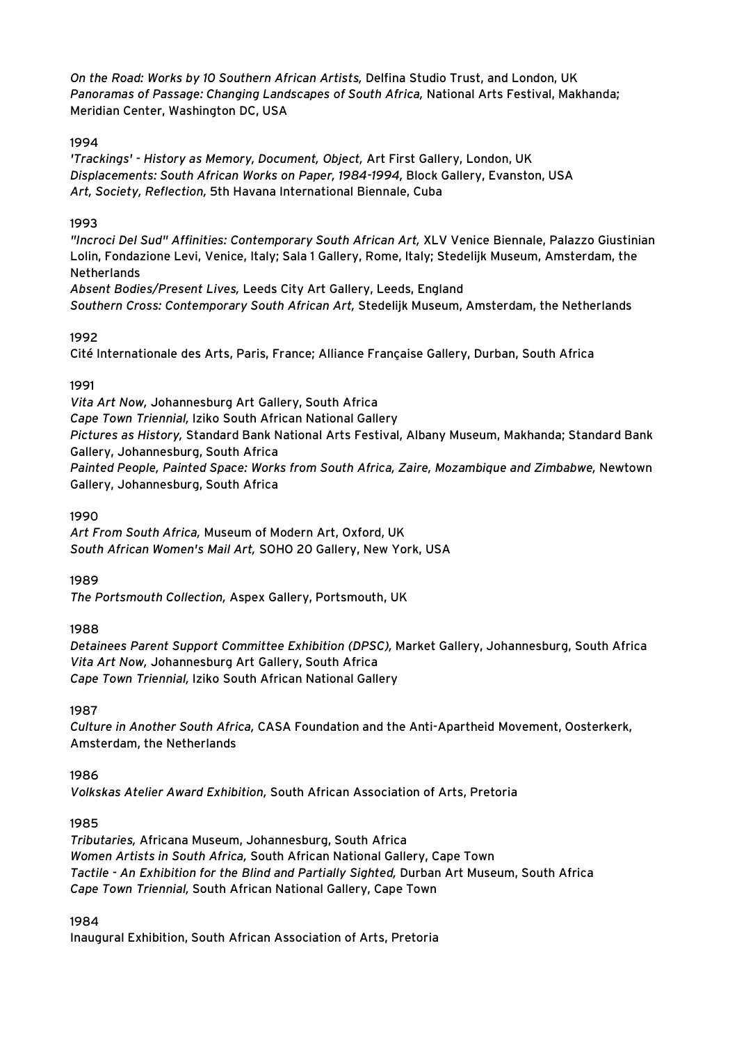*On the Road: Works by 10 Southern African Artists,* Delfina Studio Trust, and London, UK
*Panoramas of Passage: Changing Landscapes of South Africa,* National Arts Festival, Makhanda; Meridian Center, Washington DC, USA

1994

*'Trackings' - History as Memory, Document, Object,* Art First Gallery, London, UK
*Displacements: South African Works on Paper, 1984-1994,* Block Gallery, Evanston, USA
*Art, Society, Reflection,* 5th Havana International Biennale, Cuba

1993

*"Incroci Del Sud" Affinities: Contemporary South African Art,* XLV Venice Biennale, Palazzo Giustinian Lolin, Fondazione Levi, Venice, Italy; Sala 1 Gallery, Rome, Italy; Stedelijk Museum, Amsterdam, the Netherlands
*Absent Bodies/Present Lives,* Leeds City Art Gallery, Leeds, England
*Southern Cross: Contemporary South African Art,* Stedelijk Museum, Amsterdam, the Netherlands

1992

Cité Internationale des Arts, Paris, France; Alliance Française Gallery, Durban, South Africa

1991

*Vita Art Now,* Johannesburg Art Gallery, South Africa
*Cape Town Triennial,* Iziko South African National Gallery
*Pictures as History,* Standard Bank National Arts Festival, Albany Museum, Makhanda; Standard Bank Gallery, Johannesburg, South Africa
*Painted People, Painted Space: Works from South Africa, Zaire, Mozambique and Zimbabwe,* Newtown Gallery, Johannesburg, South Africa

1990

*Art From South Africa,* Museum of Modern Art, Oxford, UK
*South African Women's Mail Art,* SOHO 20 Gallery, New York, USA

1989

*The Portsmouth Collection,* Aspex Gallery, Portsmouth, UK

1988

*Detainees Parent Support Committee Exhibition (DPSC),* Market Gallery, Johannesburg, South Africa
*Vita Art Now,* Johannesburg Art Gallery, South Africa
*Cape Town Triennial,* Iziko South African National Gallery

1987

*Culture in Another South Africa,* CASA Foundation and the Anti-Apartheid Movement, Oosterkerk, Amsterdam, the Netherlands

1986

*Volkskas Atelier Award Exhibition,* South African Association of Arts, Pretoria

1985

*Tributaries,* Africana Museum, Johannesburg, South Africa
*Women Artists in South Africa,* South African National Gallery, Cape Town
*Tactile - An Exhibition for the Blind and Partially Sighted,* Durban Art Museum, South Africa
*Cape Town Triennial,* South African National Gallery, Cape Town

1984

Inaugural Exhibition, South African Association of Arts, Pretoria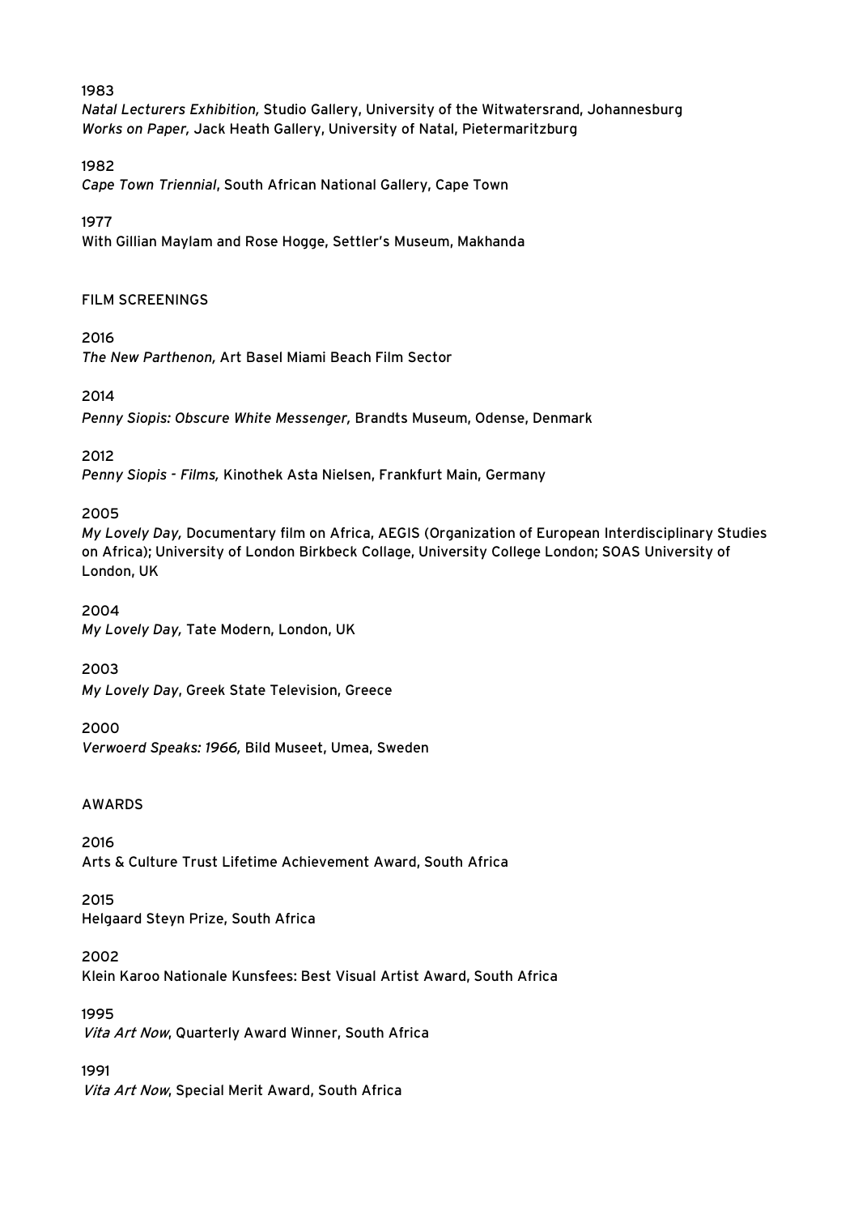1983

*Natal Lecturers Exhibition,* Studio Gallery, University of the Witwatersrand, Johannesburg
*Works on Paper,* Jack Heath Gallery, University of Natal, Pietermaritzburg

1982

*Cape Town Triennial*, South African National Gallery, Cape Town

1977

With Gillian Maylam and Rose Hogge, Settler's Museum, Makhanda

## FILM SCREENINGS

2016

*The New Parthenon,* Art Basel Miami Beach Film Sector

2014

*Penny Siopis: Obscure White Messenger,* Brandts Museum, Odense, Denmark

2012

*Penny Siopis - Films,* Kinothek Asta Nielsen, Frankfurt Main, Germany

2005

*My Lovely Day,* Documentary film on Africa, AEGIS (Organization of European Interdisciplinary Studies on Africa); University of London Birkbeck Collage, University College London; SOAS University of London, UK

2004

*My Lovely Day,* Tate Modern, London, UK

2003

*My Lovely Day*, Greek State Television, Greece

2000

*Verwoerd Speaks: 1966,* Bild Museet, Umea, Sweden

## AWARDS

2016

Arts & Culture Trust Lifetime Achievement Award, South Africa

2015

Helgaard Steyn Prize, South Africa

2002

Klein Karoo Nationale Kunsfees: Best Visual Artist Award, South Africa

1995

*Vita Art Now*, Quarterly Award Winner, South Africa

1991

*Vita Art Now*, Special Merit Award, South Africa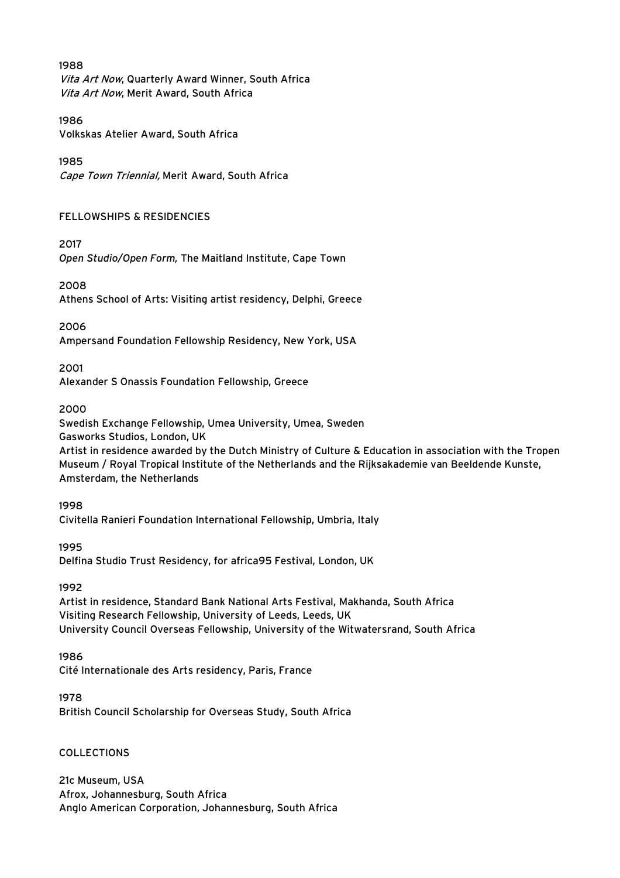1988

*Vita Art Now*, Quarterly Award Winner, South Africa
*Vita Art Now*, Merit Award, South Africa

1986

Volkskas Atelier Award, South Africa

1985

*Cape Town Triennial,* Merit Award, South Africa

## FELLOWSHIPS & RESIDENCIES

2017

*Open Studio/Open Form,* The Maitland Institute, Cape Town

2008

Athens School of Arts: Visiting artist residency, Delphi, Greece

2006

Ampersand Foundation Fellowship Residency, New York, USA

2001

Alexander S Onassis Foundation Fellowship, Greece

2000

Swedish Exchange Fellowship, Umea University, Umea, Sweden
Gasworks Studios, London, UK
Artist in residence awarded by the Dutch Ministry of Culture & Education in association with the Tropen Museum / Royal Tropical Institute of the Netherlands and the Rijksakademie van Beeldende Kunste, Amsterdam, the Netherlands

1998

Civitella Ranieri Foundation International Fellowship, Umbria, Italy

1995

Delfina Studio Trust Residency, for africa95 Festival, London, UK

1992

Artist in residence, Standard Bank National Arts Festival, Makhanda, South Africa
Visiting Research Fellowship, University of Leeds, Leeds, UK
University Council Overseas Fellowship, University of the Witwatersrand, South Africa

1986

Cité Internationale des Arts residency, Paris, France

1978

British Council Scholarship for Overseas Study, South Africa

## COLLECTIONS

21c Museum, USA
Afrox, Johannesburg, South Africa
Anglo American Corporation, Johannesburg, South Africa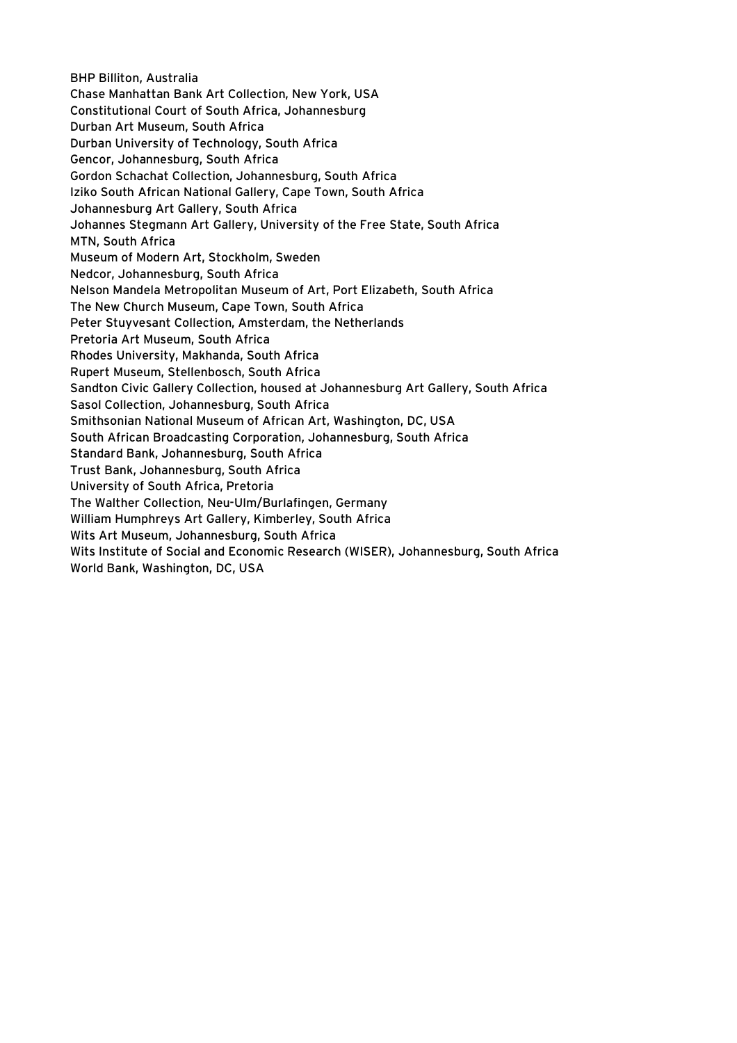BHP Billiton, Australia
Chase Manhattan Bank Art Collection, New York, USA
Constitutional Court of South Africa, Johannesburg
Durban Art Museum, South Africa
Durban University of Technology, South Africa
Gencor, Johannesburg, South Africa
Gordon Schachat Collection, Johannesburg, South Africa
Iziko South African National Gallery, Cape Town, South Africa
Johannesburg Art Gallery, South Africa
Johannes Stegmann Art Gallery, University of the Free State, South Africa
MTN, South Africa
Museum of Modern Art, Stockholm, Sweden
Nedcor, Johannesburg, South Africa
Nelson Mandela Metropolitan Museum of Art, Port Elizabeth, South Africa
The New Church Museum, Cape Town, South Africa
Peter Stuyvesant Collection, Amsterdam, the Netherlands
Pretoria Art Museum, South Africa
Rhodes University, Makhanda, South Africa
Rupert Museum, Stellenbosch, South Africa
Sandton Civic Gallery Collection, housed at Johannesburg Art Gallery, South Africa
Sasol Collection, Johannesburg, South Africa
Smithsonian National Museum of African Art, Washington, DC, USA
South African Broadcasting Corporation, Johannesburg, South Africa
Standard Bank, Johannesburg, South Africa
Trust Bank, Johannesburg, South Africa
University of South Africa, Pretoria
The Walther Collection, Neu-Ulm/Burlafingen, Germany
William Humphreys Art Gallery, Kimberley, South Africa
Wits Art Museum, Johannesburg, South Africa
Wits Institute of Social and Economic Research (WISER), Johannesburg, South Africa
World Bank, Washington, DC, USA